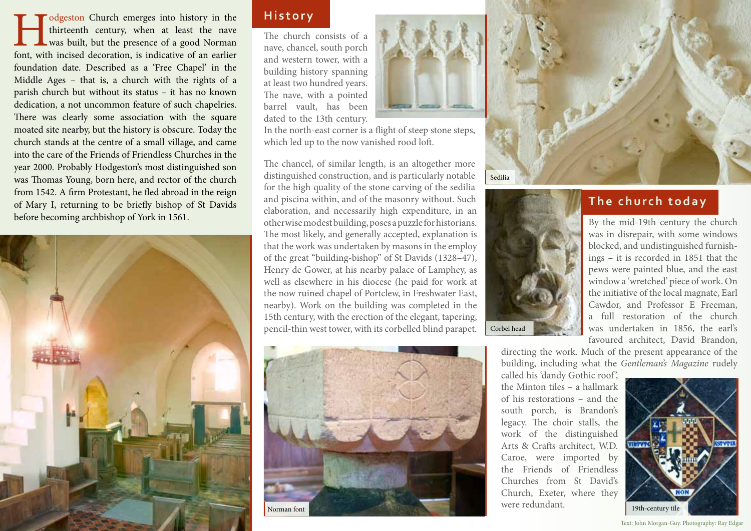Hodgeston Church emerges into history in the thirteenth century, when at least the nave was built, but the presence of a good Norman font, with incised decoration, is indicative of an earlier foundation date. Described as a 'Free Chapel' in the Middle Ages – that is, a church with the rights of a parish church but without its status – it has no known dedication, a not uncommon feature of such chapelries. There was clearly some association with the square moated site nearby, but the history is obscure. Today the church stands at the centre of a small village, and came into the care of the Friends of Friendless Churches in the year 2000. Probably Hodgeston's most distinguished son was Thomas Young, born here, and rector of the church from 1542. A firm Protestant, he fled abroad in the reign of Mary I, returning to be briefly bishop of St Davids before becoming archbishop of York in 1561.

## History

The church consists of a nave, chancel, south porch and western tower, with a building history spanning at least two hundred years. The nave, with a pointed barrel vault, has been dated to the 13th century. In the north-east corner is a flight of steep stone steps, which led up to the now vanished rood loft.

The chancel, of similar length, is an altogether more distinguished construction, and is particularly notable for the high quality of the stone carving of the sedilia and piscina within, and of the masonry without. Such elaboration, and necessarily high expenditure, in an otherwise modest building, poses a puzzle for historians. The most likely, and generally accepted, explanation is that the work was undertaken by masons in the employ of the great "building-bishop" of St Davids (1328–47), Henry de Gower, at his nearby palace of Lamphey, as well as elsewhere in his diocese (he paid for work at the now ruined chapel of Portclew, in Freshwater East, nearby). Work on the building was completed in the 15th century, with the erection of the elegant, tapering, pencil-thin west tower, with its corbelled blind parapet.

Norman font

Sedilia

Corbel head

## The church today

By the mid-19th century the church was in disrepair, with some windows blocked, and undistinguished furnishings – it is recorded in 1851 that the pews were painted blue, and the east window a 'wretched' piece of work. On the initiative of the local magnate, Earl Cawdor, and Professor E Freeman, a full restoration of the church was undertaken in 1856, the earl's favoured architect, David Brandon, directing the work. Much of the present appearance of the building, including what the *Gentleman's Magazine* rudely called his 'dandy Gothic roof', the Minton tiles – a hallmark of his restorations – and the south porch, is Brandon's legacy. The choir stalls, the work of the distinguished Arts & Crafts architect, W.D. Caroe, were imported by the Friends of Friendless Churches from St David's Church, Exeter, where they were redundant.

19th-century tile

Text: John Morgan-Guy. Photography: Ray Edgar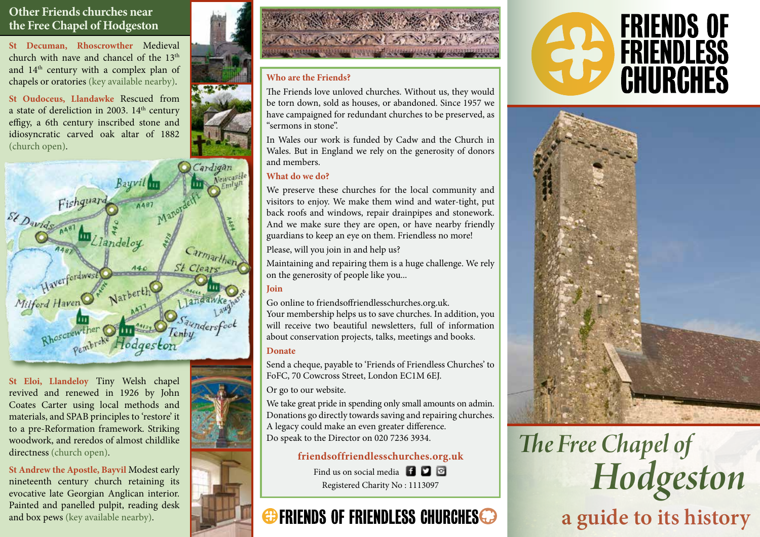## Other Friends churches near the Free Chapel of Hodgeston

**St Decuman, Rhoscrowther** Medieval church with nave and chancel of the 13th and 14th century with a complex plan of chapels or oratories (key available nearby).

**St Oudoceus, Llandawke** Rescued from a state of dereliction in 2003. 14th century effigy, a 6th century inscribed stone and idiosyncratic carved oak altar of 1882 (church open).

Cardigan
Newcastle Emlyn
Bayvil
Fishguard
A487
St Davids
A487
A40
Manordeifi
A478
A484
Llandeloy
A487
Carmarthen
A40
St Clears
Haverfordwest
A4076
Narberth
A4066
Llandawke
Laugharne
Milford Haven
A477
Saundersfoot
Rhoscrowther
A4139
Tenby
Pembroke
Hodgeston

**St Eloi, Llandeloy** Tiny Welsh chapel revived and renewed in 1926 by John Coates Carter using local methods and materials, and SPAB principles to 'restore' it to a pre-Reformation framework. Striking woodwork, and reredos of almost childlike directness (church open).

**St Andrew the Apostle, Bayvil** Modest early nineteenth century church retaining its evocative late Georgian Anglican interior. Painted and panelled pulpit, reading desk and box pews (key available nearby).

### Who are the Friends?

The Friends love unloved churches. Without us, they would be torn down, sold as houses, or abandoned. Since 1957 we have campaigned for redundant churches to be preserved, as "sermons in stone".

In Wales our work is funded by Cadw and the Church in Wales. But in England we rely on the generosity of donors and members.

### What do we do?

We preserve these churches for the local community and visitors to enjoy. We make them wind and water-tight, put back roofs and windows, repair drainpipes and stonework. And we make sure they are open, or have nearby friendly guardians to keep an eye on them. Friendless no more!

Please, will you join in and help us?

Maintaining and repairing them is a huge challenge. We rely on the generosity of people like you...

### Join

Go online to friendsoffriendlesschurches.org.uk.
Your membership helps us to save churches. In addition, you will receive two beautiful newsletters, full of information about conservation projects, talks, meetings and books.

### Donate

Send a cheque, payable to 'Friends of Friendless Churches' to FoFC, 70 Cowcross Street, London EC1M 6EJ.

Or go to our website.

We take great pride in spending only small amounts on admin. Donations go directly towards saving and repairing churches. A legacy could make an even greater difference.
Do speak to the Director on 020 7236 3934.

**friendsoffriendlesschurches.org.uk**

Find us on social media

Registered Charity No : 1113097

FRIENDS OF FRIENDLESS CHURCHES

# FRIENDS OF FRIENDLESS CHURCHES

# *The Free Chapel of Hodgeston*

## a guide to its history